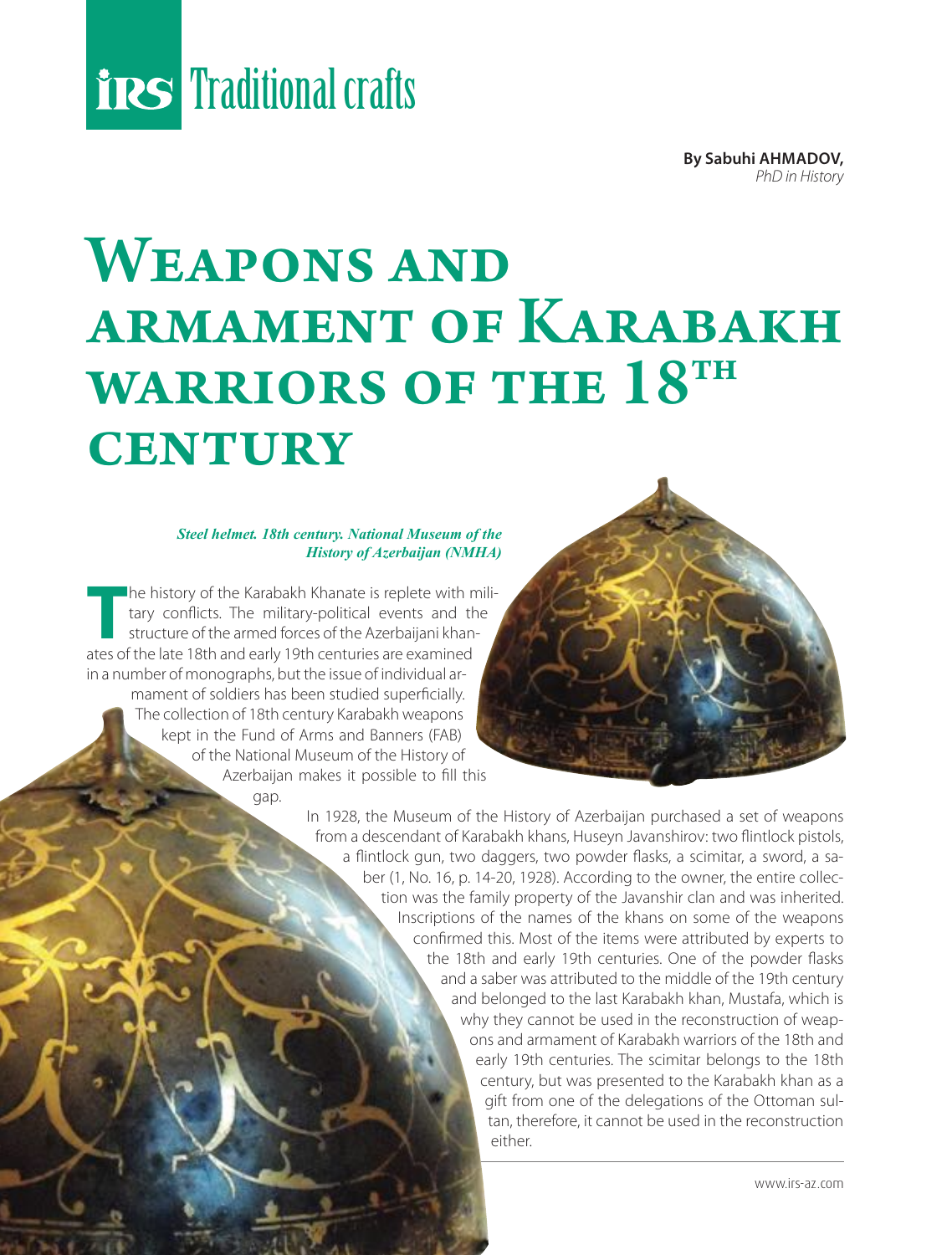# Traditional crafts

**By Sabuhi AHMADOV,**
*PhD in History*

# Weapons and armament of Karabakh warriors of the 18th century

***Steel helmet. 18th century. National Museum of the History of Azerbaijan (NMHA)***

The history of the Karabakh Khanate is replete with military conflicts. The military-political events and the structure of the armed forces of the Azerbaijani khanates of the late 18th and early 19th centuries are examined in a number of monographs, but the issue of individual armament of soldiers has been studied superficially. The collection of 18th century Karabakh weapons kept in the Fund of Arms and Banners (FAB) of the National Museum of the History of Azerbaijan makes it possible to fill this gap.

In 1928, the Museum of the History of Azerbaijan purchased a set of weapons from a descendant of Karabakh khans, Huseyn Javanshirov: two flintlock pistols, a flintlock gun, two daggers, two powder flasks, a scimitar, a sword, a saber (1, No. 16, p. 14-20, 1928). According to the owner, the entire collection was the family property of the Javanshir clan and was inherited. Inscriptions of the names of the khans on some of the weapons confirmed this. Most of the items were attributed by experts to the 18th and early 19th centuries. One of the powder flasks and a saber was attributed to the middle of the 19th century and belonged to the last Karabakh khan, Mustafa, which is why they cannot be used in the reconstruction of weapons and armament of Karabakh warriors of the 18th and early 19th centuries. The scimitar belongs to the 18th century, but was presented to the Karabakh khan as a gift from one of the delegations of the Ottoman sultan, therefore, it cannot be used in the reconstruction either.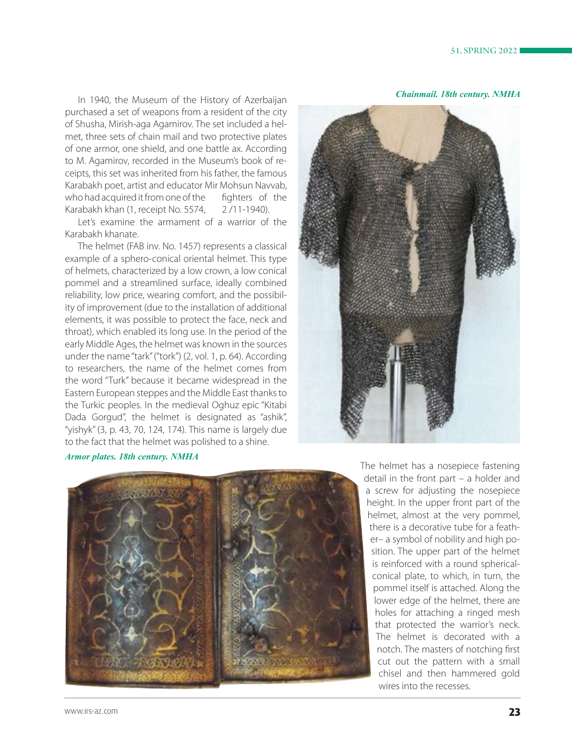In 1940, the Museum of the History of Azerbaijan purchased a set of weapons from a resident of the city of Shusha, Mirish-aga Agamirov. The set included a helmet, three sets of chain mail and two protective plates of one armor, one shield, and one battle ax. According to M. Agamirov, recorded in the Museum's book of receipts, this set was inherited from his father, the famous Karabakh poet, artist and educator Mir Mohsun Navvab, who had acquired it from one of the fighters of the Karabakh khan (1, receipt No. 5574, 2 /11-1940).

Let's examine the armament of a warrior of the Karabakh khanate.

The helmet (FAB inv. No. 1457) represents a classical example of a sphero-conical oriental helmet. This type of helmets, characterized by a low crown, a low conical pommel and a streamlined surface, ideally combined reliability, low price, wearing comfort, and the possibility of improvement (due to the installation of additional elements, it was possible to protect the face, neck and throat), which enabled its long use. In the period of the early Middle Ages, the helmet was known in the sources under the name "tark" ("tork") (2, vol. 1, p. 64). According to researchers, the name of the helmet comes from the word "Turk" because it became widespread in the Eastern European steppes and the Middle East thanks to the Turkic peoples. In the medieval Oghuz epic "Kitabi Dada Gorgud", the helmet is designated as "ashik", "yishyk" (3, p. 43, 70, 124, 174). This name is largely due to the fact that the helmet was polished to a shine.

*Chainmail. 18th century. NMHA*

*Armor plates. 18th century. NMHA*

The helmet has a nosepiece fastening detail in the front part – a holder and a screw for adjusting the nosepiece height. In the upper front part of the helmet, almost at the very pommel, there is a decorative tube for a feather– a symbol of nobility and high position. The upper part of the helmet is reinforced with a round spherical-conical plate, to which, in turn, the pommel itself is attached. Along the lower edge of the helmet, there are holes for attaching a ringed mesh that protected the warrior's neck. The helmet is decorated with a notch. The masters of notching first cut out the pattern with a small chisel and then hammered gold wires into the recesses.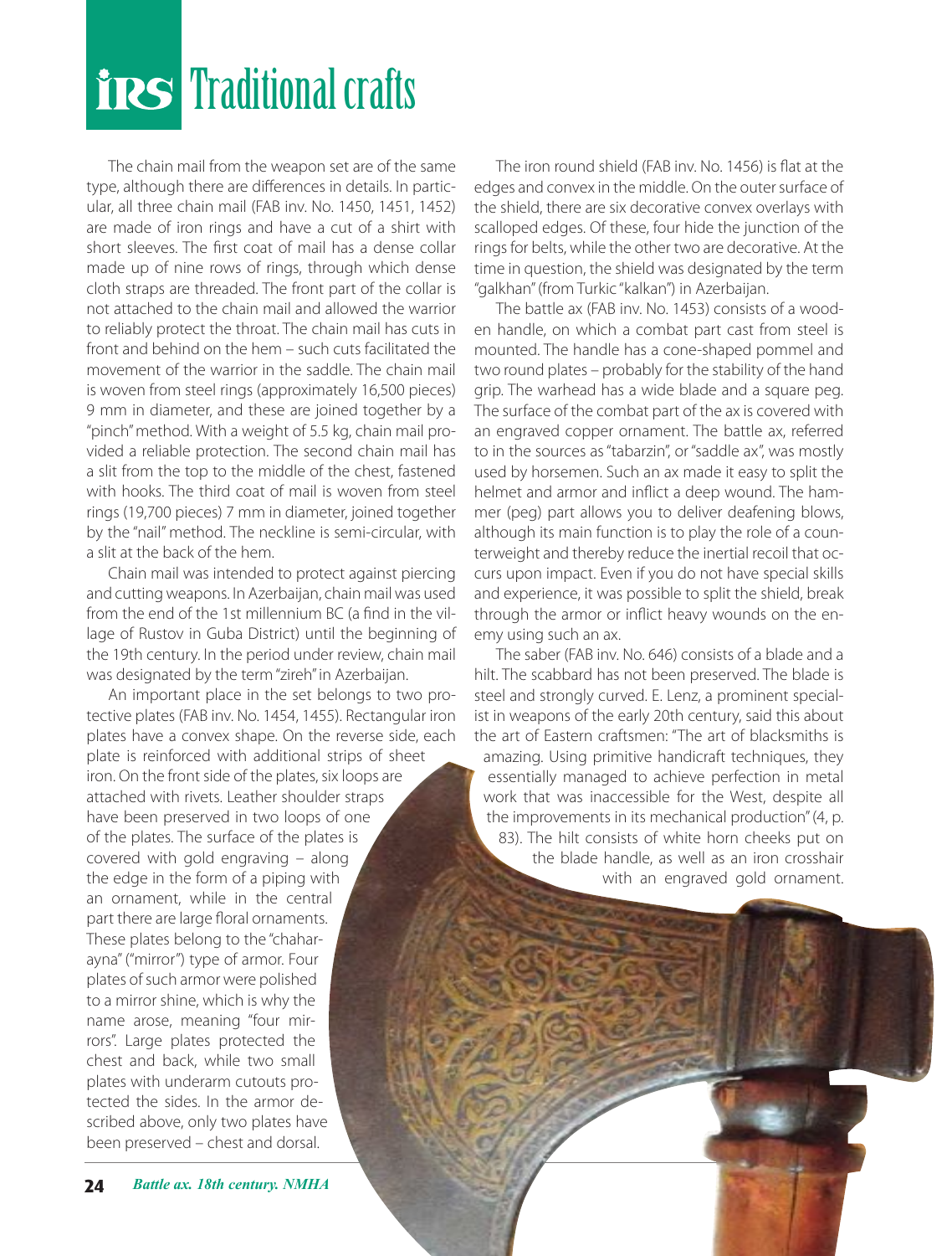The chain mail from the weapon set are of the same type, although there are differences in details. In particular, all three chain mail (FAB inv. No. 1450, 1451, 1452) are made of iron rings and have a cut of a shirt with short sleeves. The first coat of mail has a dense collar made up of nine rows of rings, through which dense cloth straps are threaded. The front part of the collar is not attached to the chain mail and allowed the warrior to reliably protect the throat. The chain mail has cuts in front and behind on the hem – such cuts facilitated the movement of the warrior in the saddle. The chain mail is woven from steel rings (approximately 16,500 pieces) 9 mm in diameter, and these are joined together by a "pinch" method. With a weight of 5.5 kg, chain mail provided a reliable protection. The second chain mail has a slit from the top to the middle of the chest, fastened with hooks. The third coat of mail is woven from steel rings (19,700 pieces) 7 mm in diameter, joined together by the "nail" method. The neckline is semi-circular, with a slit at the back of the hem.

Chain mail was intended to protect against piercing and cutting weapons. In Azerbaijan, chain mail was used from the end of the 1st millennium BC (a find in the village of Rustov in Guba District) until the beginning of the 19th century. In the period under review, chain mail was designated by the term "zireh" in Azerbaijan.

An important place in the set belongs to two protective plates (FAB inv. No. 1454, 1455). Rectangular iron plates have a convex shape. On the reverse side, each plate is reinforced with additional strips of sheet iron. On the front side of the plates, six loops are attached with rivets. Leather shoulder straps have been preserved in two loops of one of the plates. The surface of the plates is covered with gold engraving – along the edge in the form of a piping with an ornament, while in the central part there are large floral ornaments. These plates belong to the "chahar-ayna" ("mirror") type of armor. Four plates of such armor were polished to a mirror shine, which is why the name arose, meaning "four mirrors". Large plates protected the chest and back, while two small plates with underarm cutouts protected the sides. In the armor described above, only two plates have been preserved – chest and dorsal.

The iron round shield (FAB inv. No. 1456) is flat at the edges and convex in the middle. On the outer surface of the shield, there are six decorative convex overlays with scalloped edges. Of these, four hide the junction of the rings for belts, while the other two are decorative. At the time in question, the shield was designated by the term "galkhan" (from Turkic "kalkan") in Azerbaijan.

The battle ax (FAB inv. No. 1453) consists of a wooden handle, on which a combat part cast from steel is mounted. The handle has a cone-shaped pommel and two round plates – probably for the stability of the hand grip. The warhead has a wide blade and a square peg. The surface of the combat part of the ax is covered with an engraved copper ornament. The battle ax, referred to in the sources as "tabarzin", or "saddle ax", was mostly used by horsemen. Such an ax made it easy to split the helmet and armor and inflict a deep wound. The hammer (peg) part allows you to deliver deafening blows, although its main function is to play the role of a counterweight and thereby reduce the inertial recoil that occurs upon impact. Even if you do not have special skills and experience, it was possible to split the shield, break through the armor or inflict heavy wounds on the enemy using such an ax.

The saber (FAB inv. No. 646) consists of a blade and a hilt. The scabbard has not been preserved. The blade is steel and strongly curved. E. Lenz, a prominent specialist in weapons of the early 20th century, said this about the art of Eastern craftsmen: "The art of blacksmiths is amazing. Using primitive handicraft techniques, they essentially managed to achieve perfection in metal work that was inaccessible for the West, despite all the improvements in its mechanical production" (4, p. 83). The hilt consists of white horn cheeks put on the blade handle, as well as an iron crosshair with an engraved gold ornament.

*Battle ax. 18th century. NMHA*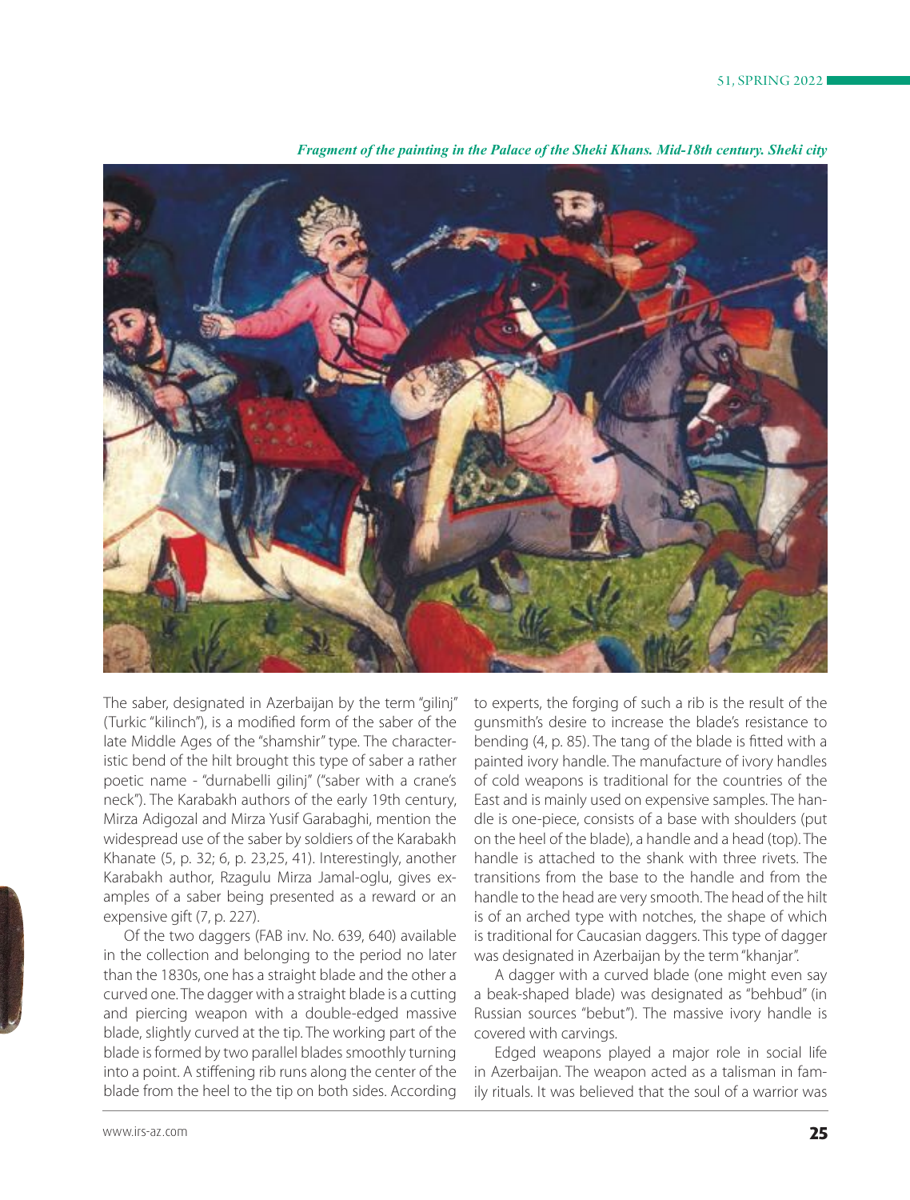*Fragment of the painting in the Palace of the Sheki Khans. Mid-18th century. Sheki city*

The saber, designated in Azerbaijan by the term "gilinj" (Turkic "kilinch"), is a modified form of the saber of the late Middle Ages of the "shamshir" type. The characteristic bend of the hilt brought this type of saber a rather poetic name - "durnabelli gilinj" ("saber with a crane's neck"). The Karabakh authors of the early 19th century, Mirza Adigozal and Mirza Yusif Garabaghi, mention the widespread use of the saber by soldiers of the Karabakh Khanate (5, p. 32; 6, p. 23,25, 41). Interestingly, another Karabakh author, Rzagulu Mirza Jamal-oglu, gives examples of a saber being presented as a reward or an expensive gift (7, p. 227).

Of the two daggers (FAB inv. No. 639, 640) available in the collection and belonging to the period no later than the 1830s, one has a straight blade and the other a curved one. The dagger with a straight blade is a cutting and piercing weapon with a double-edged massive blade, slightly curved at the tip. The working part of the blade is formed by two parallel blades smoothly turning into a point. A stiffening rib runs along the center of the blade from the heel to the tip on both sides. According to experts, the forging of such a rib is the result of the gunsmith's desire to increase the blade's resistance to bending (4, p. 85). The tang of the blade is fitted with a painted ivory handle. The manufacture of ivory handles of cold weapons is traditional for the countries of the East and is mainly used on expensive samples. The handle is one-piece, consists of a base with shoulders (put on the heel of the blade), a handle and a head (top). The handle is attached to the shank with three rivets. The transitions from the base to the handle and from the handle to the head are very smooth. The head of the hilt is of an arched type with notches, the shape of which is traditional for Caucasian daggers. This type of dagger was designated in Azerbaijan by the term "khanjar".

A dagger with a curved blade (one might even say a beak-shaped blade) was designated as "behbud" (in Russian sources "bebut"). The massive ivory handle is covered with carvings.

Edged weapons played a major role in social life in Azerbaijan. The weapon acted as a talisman in family rituals. It was believed that the soul of a warrior was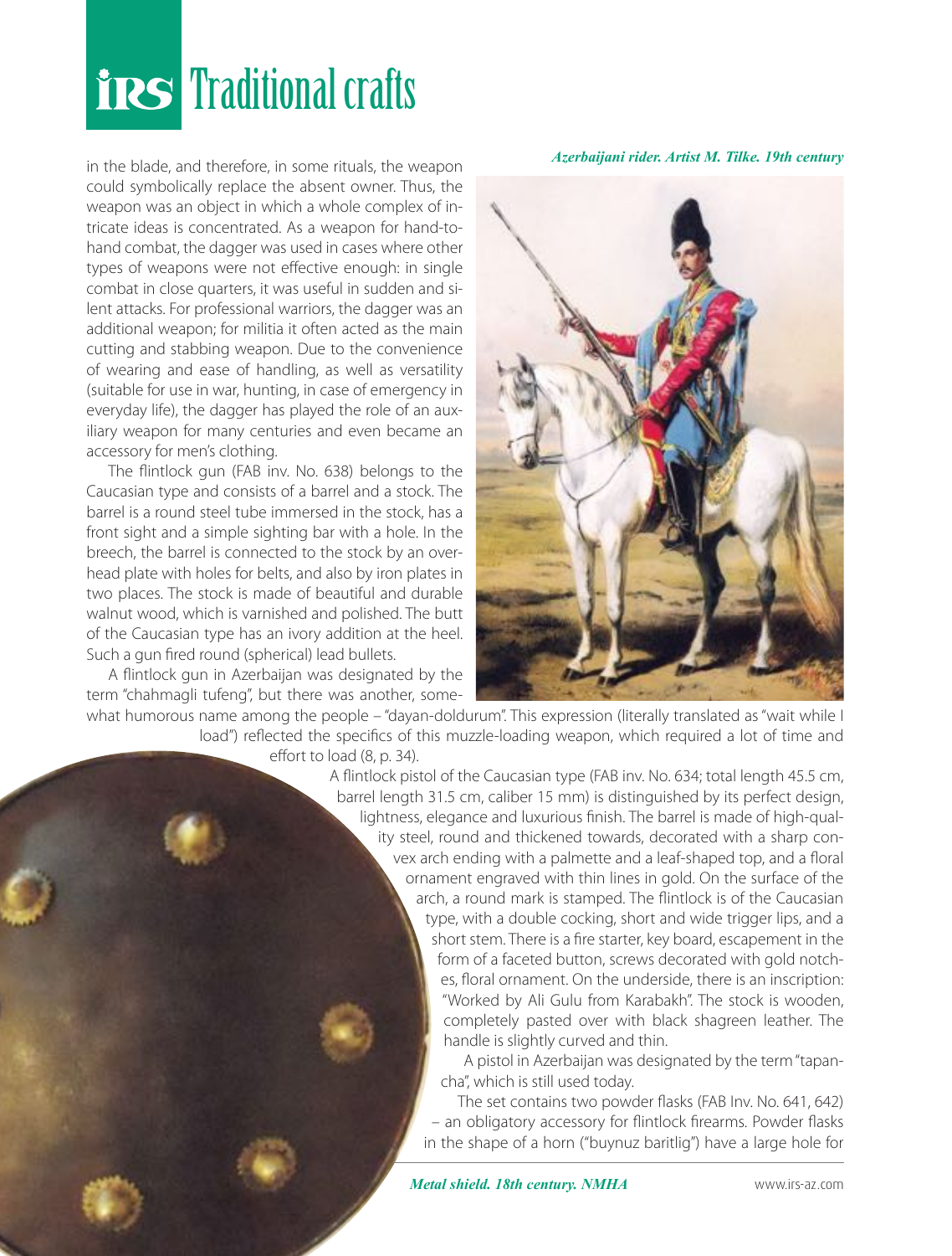in the blade, and therefore, in some rituals, the weapon could symbolically replace the absent owner. Thus, the weapon was an object in which a whole complex of intricate ideas is concentrated. As a weapon for hand-to-hand combat, the dagger was used in cases where other types of weapons were not effective enough: in single combat in close quarters, it was useful in sudden and silent attacks. For professional warriors, the dagger was an additional weapon; for militia it often acted as the main cutting and stabbing weapon. Due to the convenience of wearing and ease of handling, as well as versatility (suitable for use in war, hunting, in case of emergency in everyday life), the dagger has played the role of an auxiliary weapon for many centuries and even became an accessory for men's clothing.

The flintlock gun (FAB inv. No. 638) belongs to the Caucasian type and consists of a barrel and a stock. The barrel is a round steel tube immersed in the stock, has a front sight and a simple sighting bar with a hole. In the breech, the barrel is connected to the stock by an overhead plate with holes for belts, and also by iron plates in two places. The stock is made of beautiful and durable walnut wood, which is varnished and polished. The butt of the Caucasian type has an ivory addition at the heel. Such a gun fired round (spherical) lead bullets.

A flintlock gun in Azerbaijan was designated by the term "chahmagli tufeng", but there was another, somewhat humorous name among the people – "dayan-doldurum". This expression (literally translated as "wait while I load") reflected the specifics of this muzzle-loading weapon, which required a lot of time and effort to load (8, p. 34).

*Azerbaijani rider. Artist M. Tilke. 19th century*

A flintlock pistol of the Caucasian type (FAB inv. No. 634; total length 45.5 cm, barrel length 31.5 cm, caliber 15 mm) is distinguished by its perfect design, lightness, elegance and luxurious finish. The barrel is made of high-quality steel, round and thickened towards, decorated with a sharp convex arch ending with a palmette and a leaf-shaped top, and a floral ornament engraved with thin lines in gold. On the surface of the arch, a round mark is stamped. The flintlock is of the Caucasian type, with a double cocking, short and wide trigger lips, and a short stem. There is a fire starter, key board, escapement in the form of a faceted button, screws decorated with gold notches, floral ornament. On the underside, there is an inscription: "Worked by Ali Gulu from Karabakh". The stock is wooden, completely pasted over with black shagreen leather. The handle is slightly curved and thin.

A pistol in Azerbaijan was designated by the term "tapancha", which is still used today.

The set contains two powder flasks (FAB Inv. No. 641, 642) – an obligatory accessory for flintlock firearms. Powder flasks in the shape of a horn ("buynuz baritlig") have a large hole for

*Metal shield. 18th century. NMHA*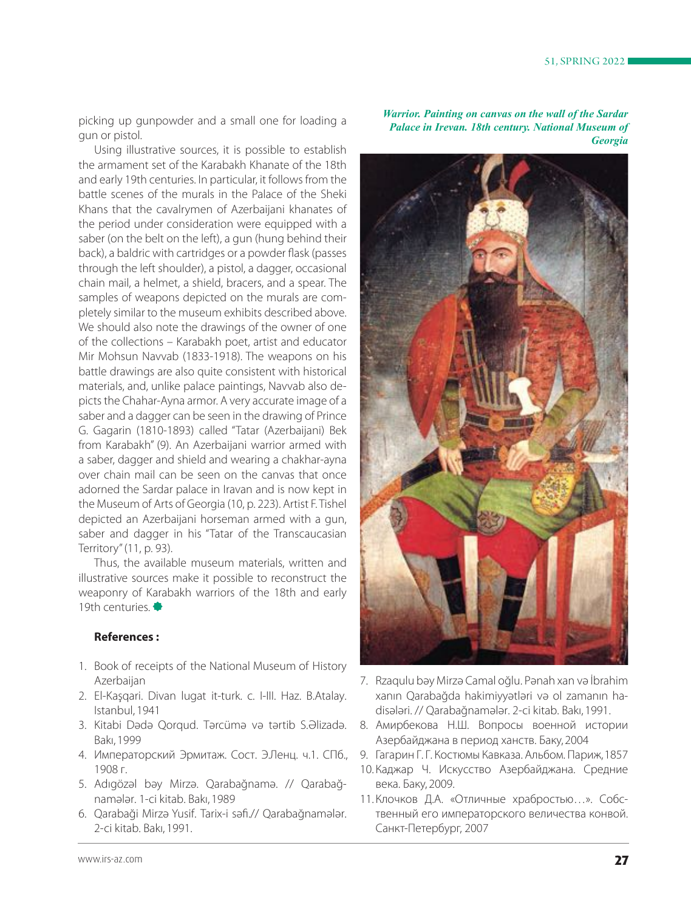picking up gunpowder and a small one for loading a gun or pistol.

Using illustrative sources, it is possible to establish the armament set of the Karabakh Khanate of the 18th and early 19th centuries. In particular, it follows from the battle scenes of the murals in the Palace of the Sheki Khans that the cavalrymen of Azerbaijani khanates of the period under consideration were equipped with a saber (on the belt on the left), a gun (hung behind their back), a baldric with cartridges or a powder flask (passes through the left shoulder), a pistol, a dagger, occasional chain mail, a helmet, a shield, bracers, and a spear. The samples of weapons depicted on the murals are completely similar to the museum exhibits described above. We should also note the drawings of the owner of one of the collections – Karabakh poet, artist and educator Mir Mohsun Navvab (1833-1918). The weapons on his battle drawings are also quite consistent with historical materials, and, unlike palace paintings, Navvab also depicts the Chahar-Ayna armor. A very accurate image of a saber and a dagger can be seen in the drawing of Prince G. Gagarin (1810-1893) called "Tatar (Azerbaijani) Bek from Karabakh" (9). An Azerbaijani warrior armed with a saber, dagger and shield and wearing a chakhar-ayna over chain mail can be seen on the canvas that once adorned the Sardar palace in Iravan and is now kept in the Museum of Arts of Georgia (10, p. 223). Artist F. Tishel depicted an Azerbaijani horseman armed with a gun, saber and dagger in his "Tatar of the Transcaucasian Territory" (11, p. 93).

Thus, the available museum materials, written and illustrative sources make it possible to reconstruct the weaponry of Karabakh warriors of the 18th and early 19th centuries.

***Warrior. Painting on canvas on the wall of the Sardar Palace in Irevan. 18th century. National Museum of Georgia***

**References :**

1. Book of receipts of the National Museum of History Azerbaijan
2. El-Kaşqari. Divan lugat it-turk. c. I-III. Haz. B.Atalay. Istanbul, 1941
3. Kitabi Dədə Qorqud. Tərcümə və tərtib S.Əlizadə. Bakı, 1999
4. Императорский Эрмитаж. Сост. Э.Ленц. ч.1. СПб., 1908 г.
5. Adıgözəl bəy Mirzə. Qarabağnamə. // Qarabağnamələr. 1-ci kitab. Bakı, 1989
6. Qarabaği Mirzə Yusif. Tarix-i səfi.// Qarabağnamələr. 2-ci kitab. Bakı, 1991.
7. Rzaqulu bəy Mirzə Camal oğlu. Pənah xan və İbrahim xanın Qarabağda hakimiyyətləri və ol zamanın hadisələri. // Qarabağnamələr. 2-ci kitab. Bakı, 1991.
8. Амирбекова Н.Ш. Вопросы военной истории Азербайджана в период ханств. Баку, 2004
9. Гагарин Г. Г. Костюмы Кавказа. Альбом. Париж, 1857
10. Каджар Ч. Искусство Азербайджана. Средние века. Баку, 2009.
11. Клочков Д.А. «Отличные храбростью…». Собственный его императорского величества конвой. Санкт-Петербург, 2007